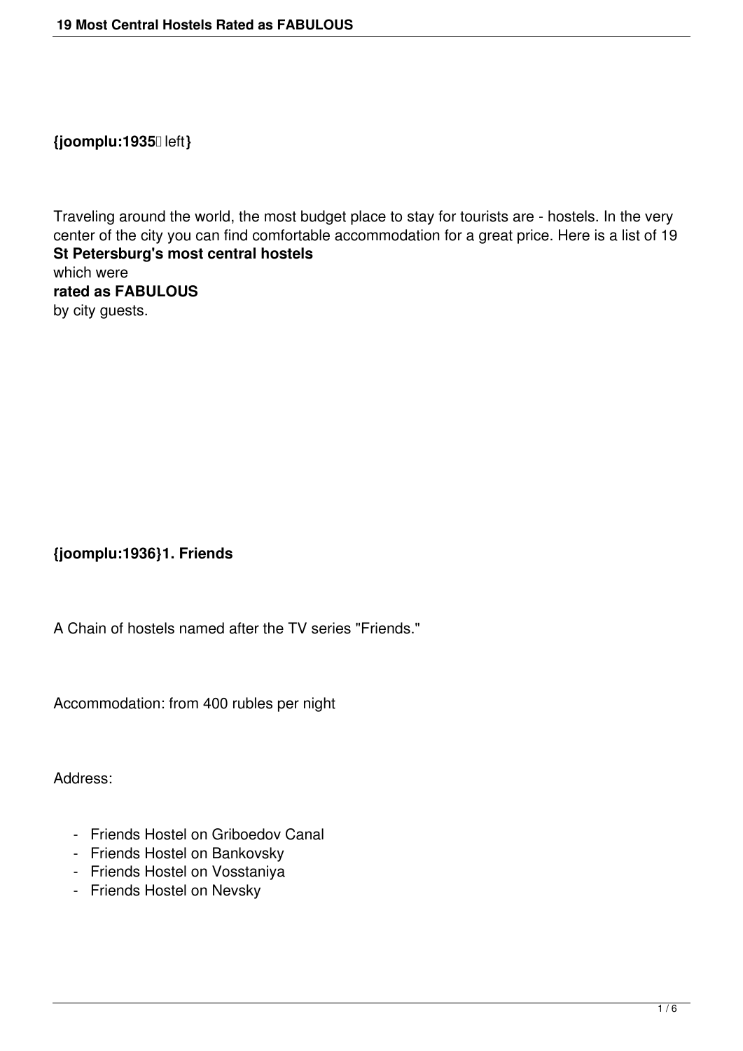{joomplu:1935 left}

Traveling around the world, the most budget place to stay for tourists are - hostels. In the very center of the city you can find comfortable accommodation for a great price. Here is a list of 19 **St Petersburg's most central hostels** which were **rated as FABULOUS** by city guests.

**{joomplu:1936}1. Friends**

A Chain of hostels named after the TV series "Friends."

Accommodation: from 400 rubles per night

Address:

- Friends Hostel on Griboedov Canal
- Friends Hostel on Bankovsky
- Friends Hostel on Vosstaniya
- Friends Hostel on Nevsky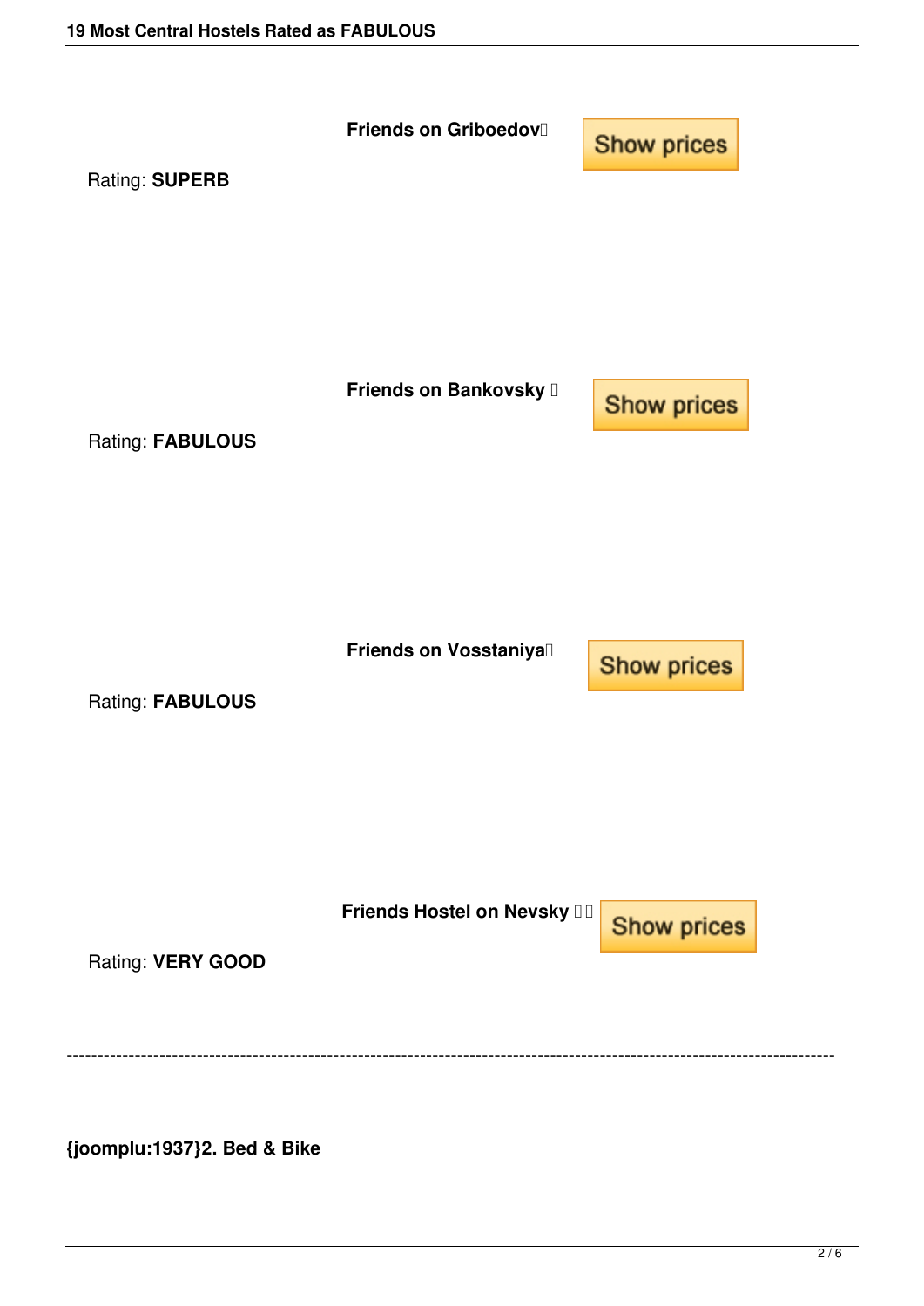**Friends on Griboedov**

Show prices

Rating: **SUPERB**

**Friends on Bankovsky**

Show prices

Rating: **FABULOUS**

**Friends on Vosstaniya**

Show prices

Rating: **FABULOUS**

**Friends Hostel on Nevsky**

Show prices

Rating: **VERY GOOD**

--------------------------------------------------------------------------------------------------------------------------

**{joomplu:1937}2. Bed & Bike**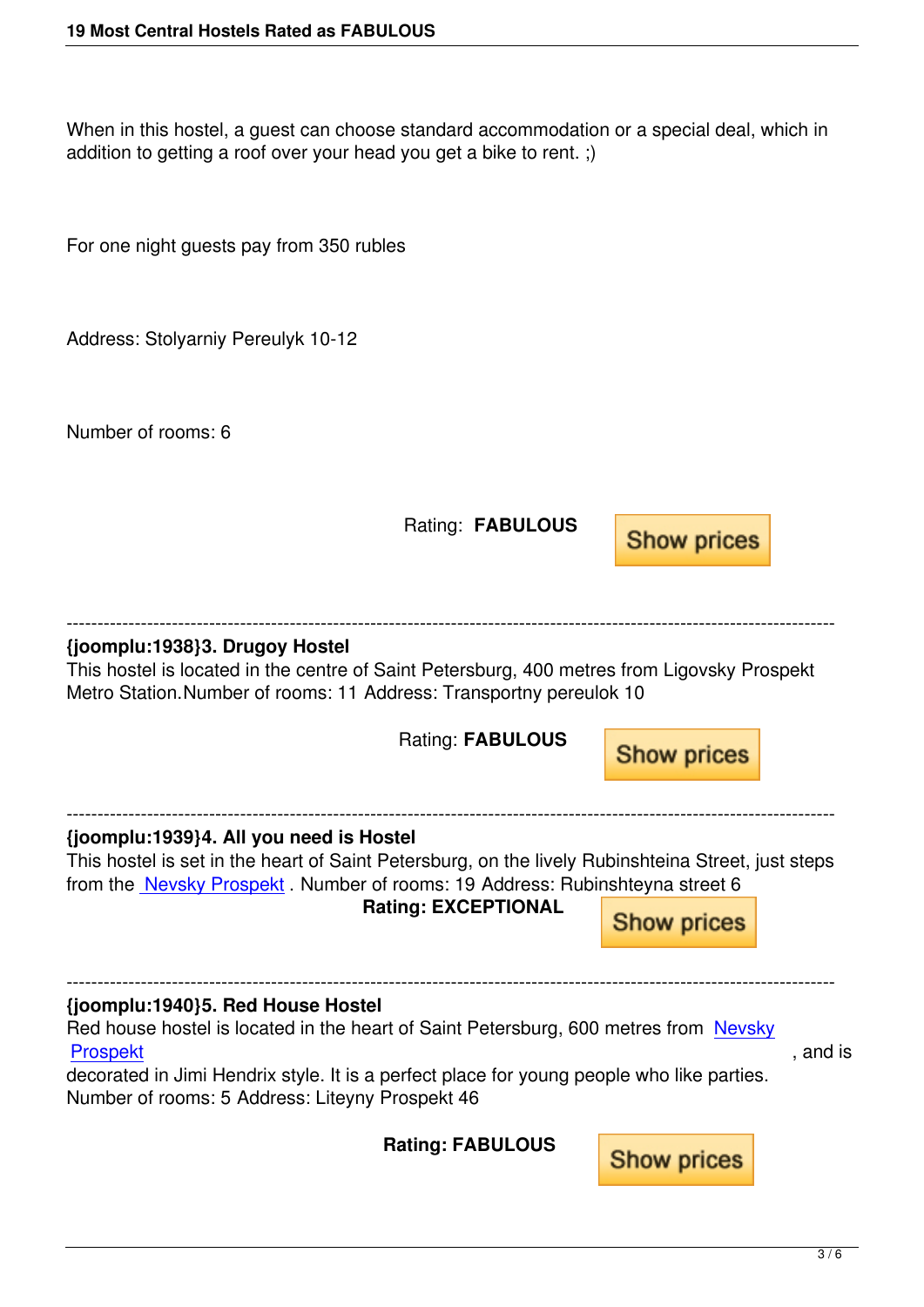When in this hostel, a guest can choose standard accommodation or a special deal, which in addition to getting a roof over your head you get a bike to rent. ;)

For one night guests pay from 350 rubles

Address: Stolyarniy Pereulyk 10-12

Number of rooms: 6

Rating: **FABULOUS** Show prices

---

**{joomplu:1938}3. Drugoy Hostel**

This hostel is located in the centre of Saint Petersburg, 400 metres from Ligovsky Prospekt Metro Station.Number of rooms: 11 Address: Transportny pereulok 10

Rating: **FABULOUS** Show prices

---

**{joomplu:1939}4. All you need is Hostel**

This hostel is set in the heart of Saint Petersburg, on the lively Rubinshteina Street, just steps from the Nevsky Prospekt . Number of rooms: 19 Address: Rubinshteyna street 6

**Rating: EXCEPTIONAL** Show prices

---

**{joomplu:1940}5. Red House Hostel**

Red house hostel is located in the heart of Saint Petersburg, 600 metres from Nevsky Prospekt , and is decorated in Jimi Hendrix style. It is a perfect place for young people who like parties. Number of rooms: 5 Address: Liteyny Prospekt 46

**Rating: FABULOUS** Show prices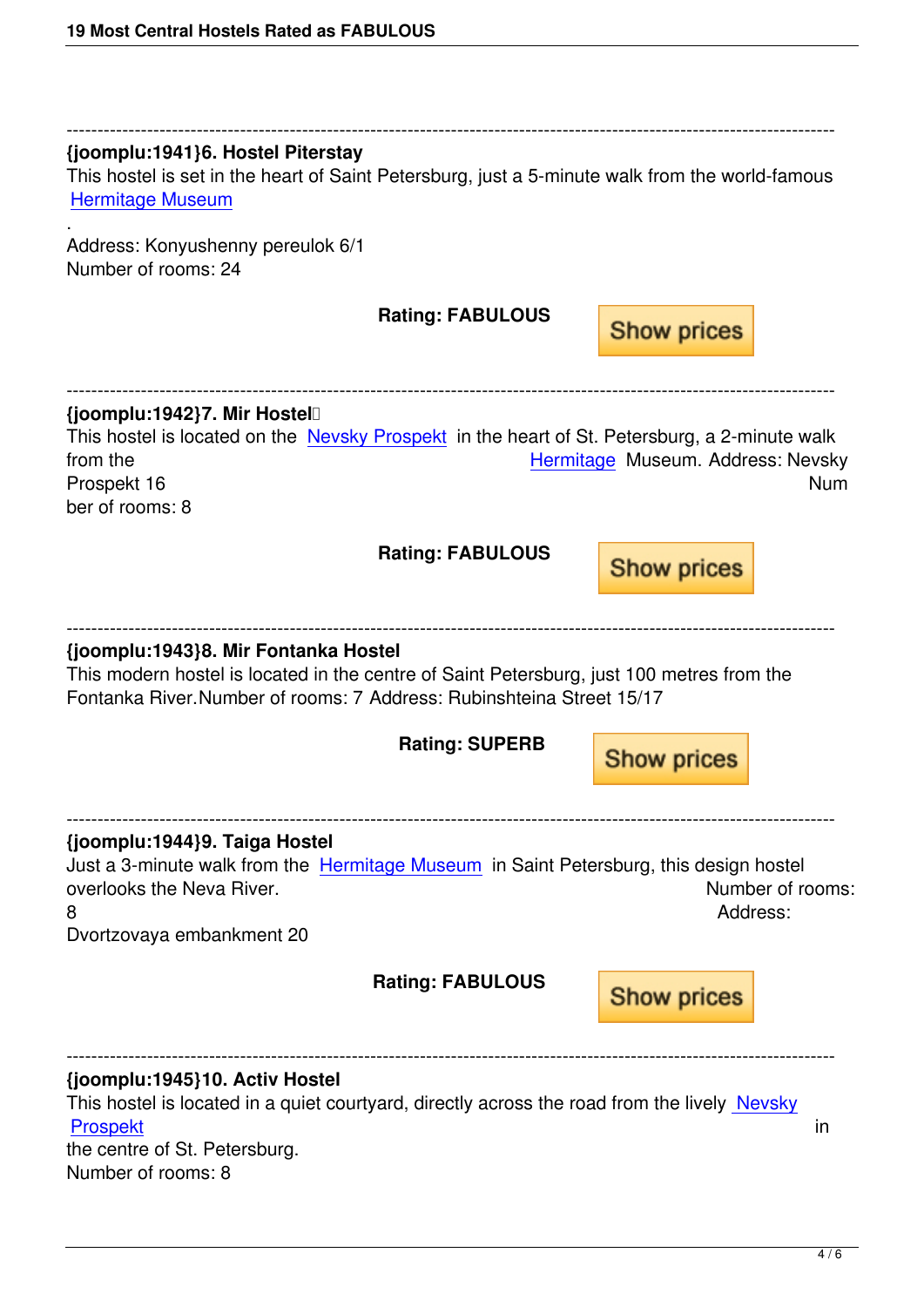---

**{joomplu:1941}6. Hostel Piterstay**

This hostel is set in the heart of Saint Petersburg, just a 5-minute walk from the world-famous Hermitage Museum
.

Address: Konyushenny pereulok 6/1
Number of rooms: 24

**Rating: FABULOUS** Show prices

---

**{joomplu:1942}7. Mir Hostel**

This hostel is located on the Nevsky Prospekt in the heart of St. Petersburg, a 2-minute walk from the Hermitage Museum. Address: Nevsky Prospekt 16 Number of rooms: 8

**Rating: FABULOUS** Show prices

---

**{joomplu:1943}8. Mir Fontanka Hostel**

This modern hostel is located in the centre of Saint Petersburg, just 100 metres from the Fontanka River.Number of rooms: 7 Address: Rubinshteina Street 15/17

**Rating: SUPERB** Show prices

---

**{joomplu:1944}9. Taiga Hostel**

Just a 3-minute walk from the Hermitage Museum in Saint Petersburg, this design hostel overlooks the Neva River. Number of rooms: 8 Address: Dvortzovaya embankment 20

**Rating: FABULOUS** Show prices

---

**{joomplu:1945}10. Activ Hostel**

This hostel is located in a quiet courtyard, directly across the road from the lively Nevsky Prospekt in the centre of St. Petersburg.
Number of rooms: 8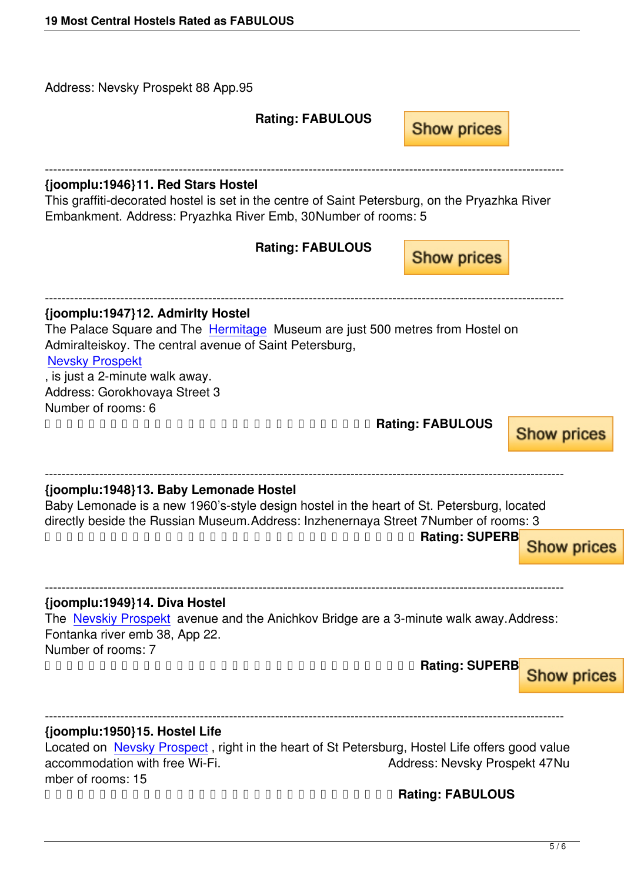Address: Nevsky Prospekt 88 App.95

**Rating: FABULOUS** Show prices

---

**{joomplu:1946}11. Red Stars Hostel**

This graffiti-decorated hostel is set in the centre of Saint Petersburg, on the Pryazhka River Embankment. Address: Pryazhka River Emb, 30Number of rooms: 5

**Rating: FABULOUS** Show prices

---

**{joomplu:1947}12. Admirlty Hostel**

The Palace Square and The Hermitage Museum are just 500 metres from Hostel on Admiralteiskoy. The central avenue of Saint Petersburg, Nevsky Prospekt, is just a 2-minute walk away.

Address: Gorokhovaya Street 3

Number of rooms: 6

**Rating: FABULOUS** Show prices

---

**{joomplu:1948}13. Baby Lemonade Hostel**

Baby Lemonade is a new 1960's-style design hostel in the heart of St. Petersburg, located directly beside the Russian Museum.Address: Inzhenernaya Street 7Number of rooms: 3

**Rating: SUPERB** Show prices

---

**{joomplu:1949}14. Diva Hostel**

The Nevskiy Prospekt avenue and the Anichkov Bridge are a 3-minute walk away.Address: Fontanka river emb 38, App 22.

Number of rooms: 7

**Rating: SUPERB** Show prices

---

**{joomplu:1950}15. Hostel Life**

Located on Nevsky Prospect, right in the heart of St Petersburg, Hostel Life offers good value accommodation with free Wi-Fi. Address: Nevsky Prospekt 47Number of rooms: 15

**Rating: FABULOUS**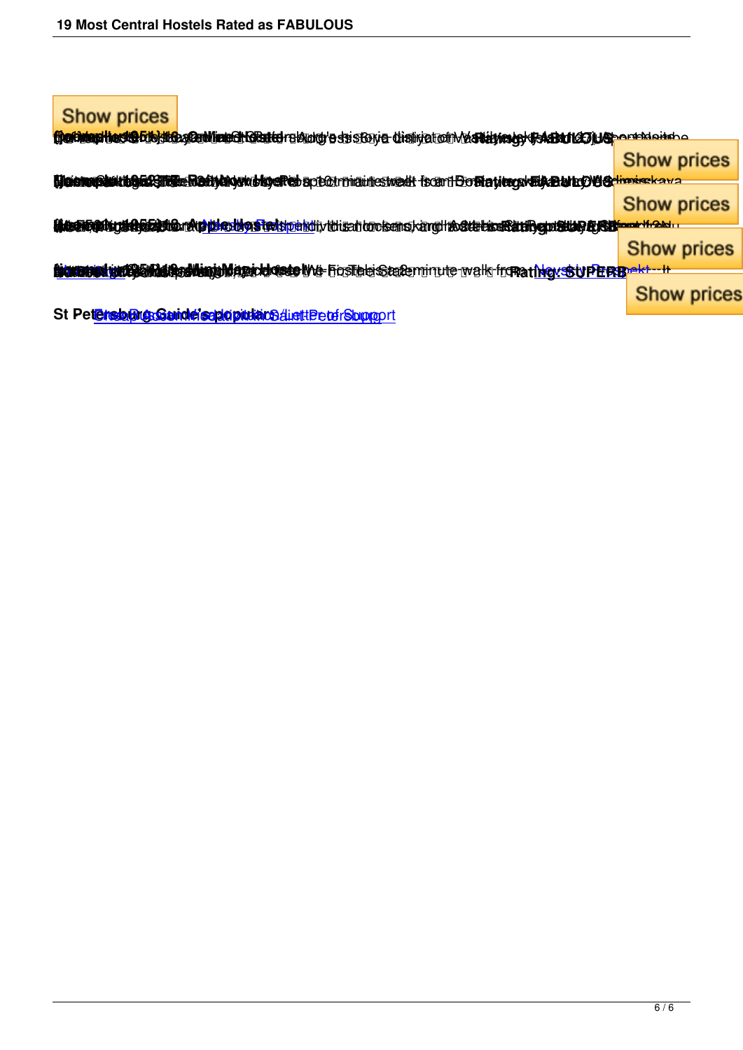Show prices

Show prices

Show prices

Show prices

Show prices